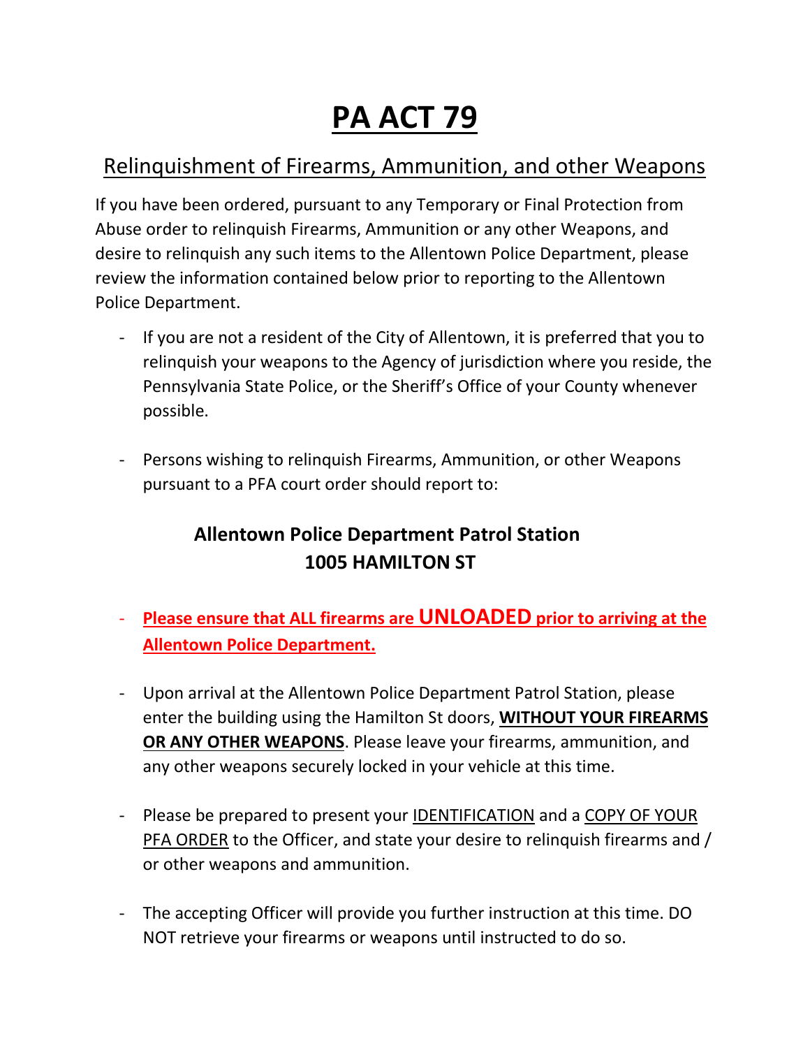# PA ACT 79

## Relinquishment of Firearms, Ammunition, and other Weapons

If you have been ordered, pursuant to any Temporary or Final Protection from Abuse order to relinquish Firearms, Ammunition or any other Weapons, and desire to relinquish any such items to the Allentown Police Department, please review the information contained below prior to reporting to the Allentown Police Department.

- If you are not a resident of the City of Allentown, it is preferred that you to relinquish your weapons to the Agency of jurisdiction where you reside, the Pennsylvania State Police, or the Sheriff's Office of your County whenever possible.

- Persons wishing to relinquish Firearms, Ammunition, or other Weapons pursuant to a PFA court order should report to:

**Allentown Police Department Patrol Station**
**1005 HAMILTON ST**

- **Please ensure that ALL firearms are UNLOADED prior to arriving at the Allentown Police Department.**

- Upon arrival at the Allentown Police Department Patrol Station, please enter the building using the Hamilton St doors, **WITHOUT YOUR FIREARMS OR ANY OTHER WEAPONS**. Please leave your firearms, ammunition, and any other weapons securely locked in your vehicle at this time.

- Please be prepared to present your IDENTIFICATION and a COPY OF YOUR PFA ORDER to the Officer, and state your desire to relinquish firearms and / or other weapons and ammunition.

- The accepting Officer will provide you further instruction at this time. DO NOT retrieve your firearms or weapons until instructed to do so.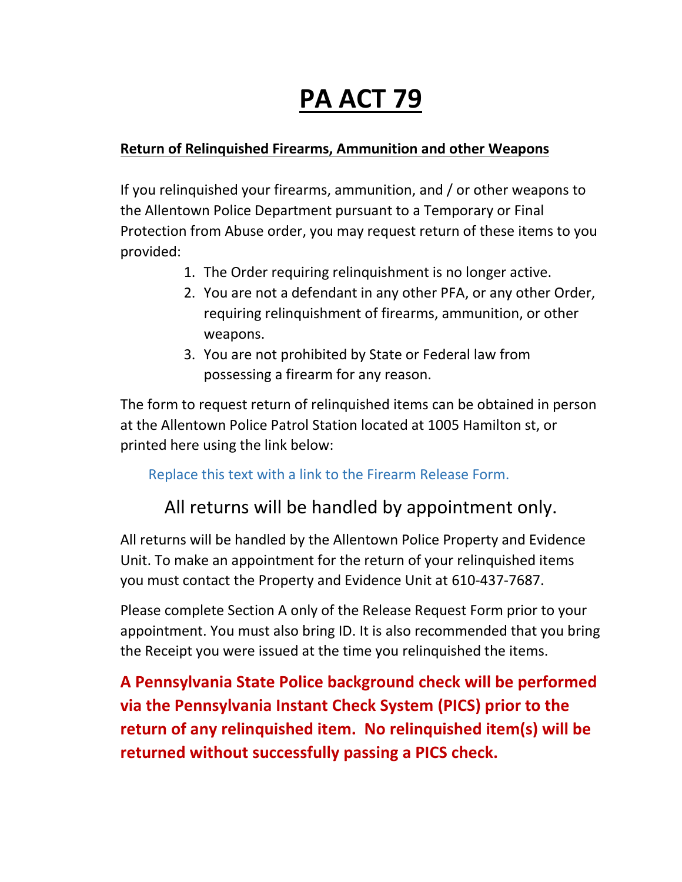# PA ACT 79

**Return of Relinquished Firearms, Ammunition and other Weapons**

If you relinquished your firearms, ammunition, and / or other weapons to the Allentown Police Department pursuant to a Temporary or Final Protection from Abuse order, you may request return of these items to you provided:

1. The Order requiring relinquishment is no longer active.
2. You are not a defendant in any other PFA, or any other Order, requiring relinquishment of firearms, ammunition, or other weapons.
3. You are not prohibited by State or Federal law from possessing a firearm for any reason.

The form to request return of relinquished items can be obtained in person at the Allentown Police Patrol Station located at 1005 Hamilton st, or printed here using the link below:

Replace this text with a link to the Firearm Release Form.

All returns will be handled by appointment only.

All returns will be handled by the Allentown Police Property and Evidence Unit. To make an appointment for the return of your relinquished items you must contact the Property and Evidence Unit at 610-437-7687.

Please complete Section A only of the Release Request Form prior to your appointment. You must also bring ID. It is also recommended that you bring the Receipt you were issued at the time you relinquished the items.

**A Pennsylvania State Police background check will be performed via the Pennsylvania Instant Check System (PICS) prior to the return of any relinquished item. No relinquished item(s) will be returned without successfully passing a PICS check.**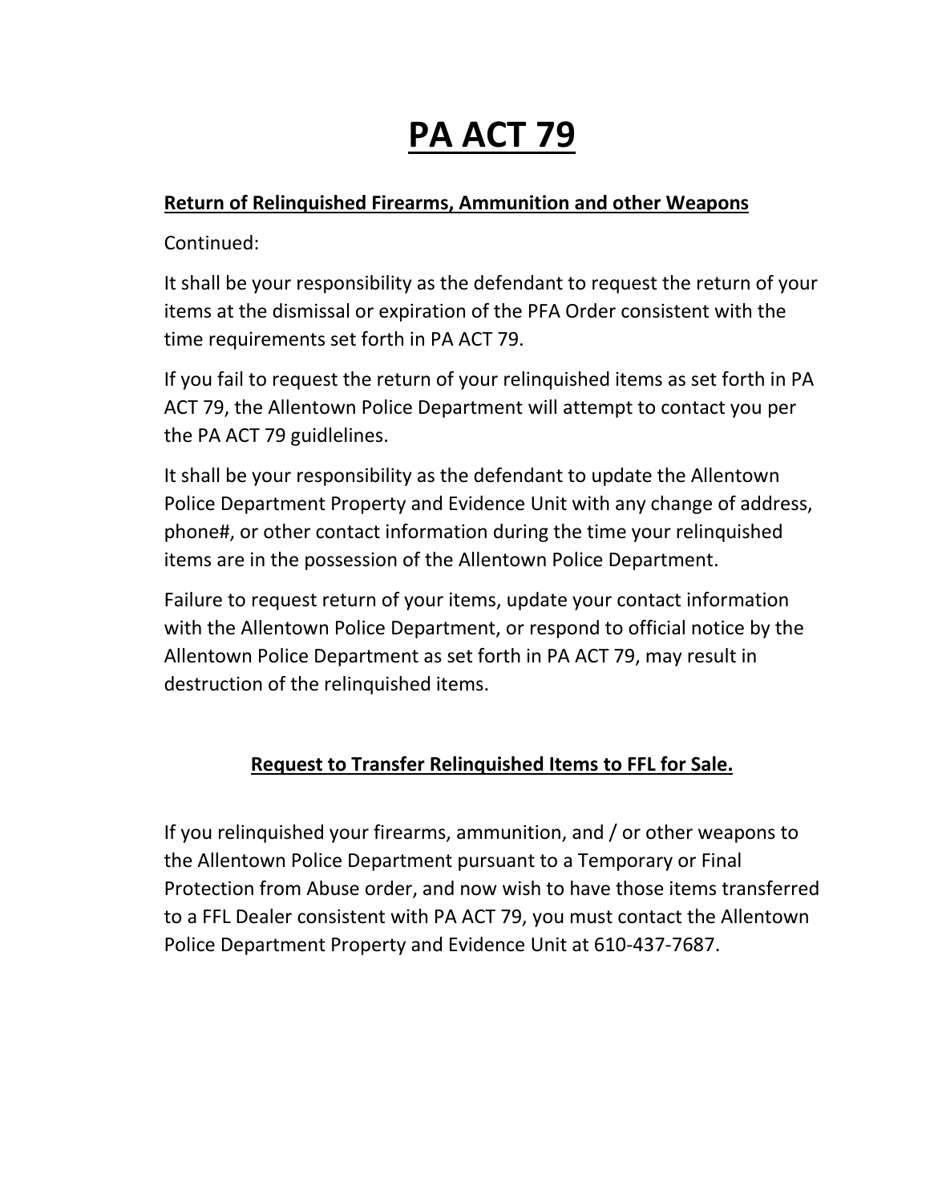# PA ACT 79

**Return of Relinquished Firearms, Ammunition and other Weapons**

Continued:

It shall be your responsibility as the defendant to request the return of your items at the dismissal or expiration of the PFA Order consistent with the time requirements set forth in PA ACT 79.

If you fail to request the return of your relinquished items as set forth in PA ACT 79, the Allentown Police Department will attempt to contact you per the PA ACT 79 guidlelines.

It shall be your responsibility as the defendant to update the Allentown Police Department Property and Evidence Unit with any change of address, phone#, or other contact information during the time your relinquished items are in the possession of the Allentown Police Department.

Failure to request return of your items, update your contact information with the Allentown Police Department, or respond to official notice by the Allentown Police Department as set forth in PA ACT 79, may result in destruction of the relinquished items.

**Request to Transfer Relinquished Items to FFL for Sale.**

If you relinquished your firearms, ammunition, and / or other weapons to the Allentown Police Department pursuant to a Temporary or Final Protection from Abuse order, and now wish to have those items transferred to a FFL Dealer consistent with PA ACT 79, you must contact the Allentown Police Department Property and Evidence Unit at 610-437-7687.